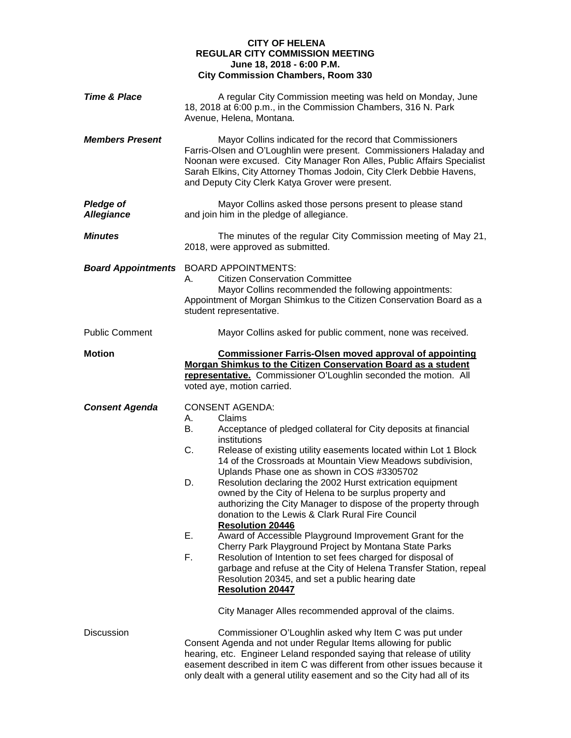**CITY OF HELENA**
**REGULAR CITY COMMISSION MEETING**
**June 18, 2018 - 6:00 P.M.**
**City Commission Chambers, Room 330**

***Time & Place***

A regular City Commission meeting was held on Monday, June 18, 2018 at 6:00 p.m., in the Commission Chambers, 316 N. Park Avenue, Helena, Montana.

***Members Present***

Mayor Collins indicated for the record that Commissioners Farris-Olsen and O'Loughlin were present. Commissioners Haladay and Noonan were excused. City Manager Ron Alles, Public Affairs Specialist Sarah Elkins, City Attorney Thomas Jodoin, City Clerk Debbie Havens, and Deputy City Clerk Katya Grover were present.

***Pledge of Allegiance***

Mayor Collins asked those persons present to please stand and join him in the pledge of allegiance.

***Minutes***

The minutes of the regular City Commission meeting of May 21, 2018, were approved as submitted.

***Board Appointments***

BOARD APPOINTMENTS:

A. Citizen Conservation Committee

Mayor Collins recommended the following appointments: Appointment of Morgan Shimkus to the Citizen Conservation Board as a student representative.

Public Comment

Mayor Collins asked for public comment, none was received.

**Motion**

**Commissioner Farris-Olsen moved approval of appointing Morgan Shimkus to the Citizen Conservation Board as a student representative.** Commissioner O'Loughlin seconded the motion. All voted aye, motion carried.

***Consent Agenda***

CONSENT AGENDA:

A. Claims
B. Acceptance of pledged collateral for City deposits at financial institutions
C. Release of existing utility easements located within Lot 1 Block 14 of the Crossroads at Mountain View Meadows subdivision, Uplands Phase one as shown in COS #3305702
D. Resolution declaring the 2002 Hurst extrication equipment owned by the City of Helena to be surplus property and authorizing the City Manager to dispose of the property through donation to the Lewis & Clark Rural Fire Council
**Resolution 20446**
E. Award of Accessible Playground Improvement Grant for the Cherry Park Playground Project by Montana State Parks
F. Resolution of Intention to set fees charged for disposal of garbage and refuse at the City of Helena Transfer Station, repeal Resolution 20345, and set a public hearing date
**Resolution 20447**

City Manager Alles recommended approval of the claims.

Discussion

Commissioner O'Loughlin asked why Item C was put under Consent Agenda and not under Regular Items allowing for public hearing, etc. Engineer Leland responded saying that release of utility easement described in item C was different from other issues because it only dealt with a general utility easement and so the City had all of its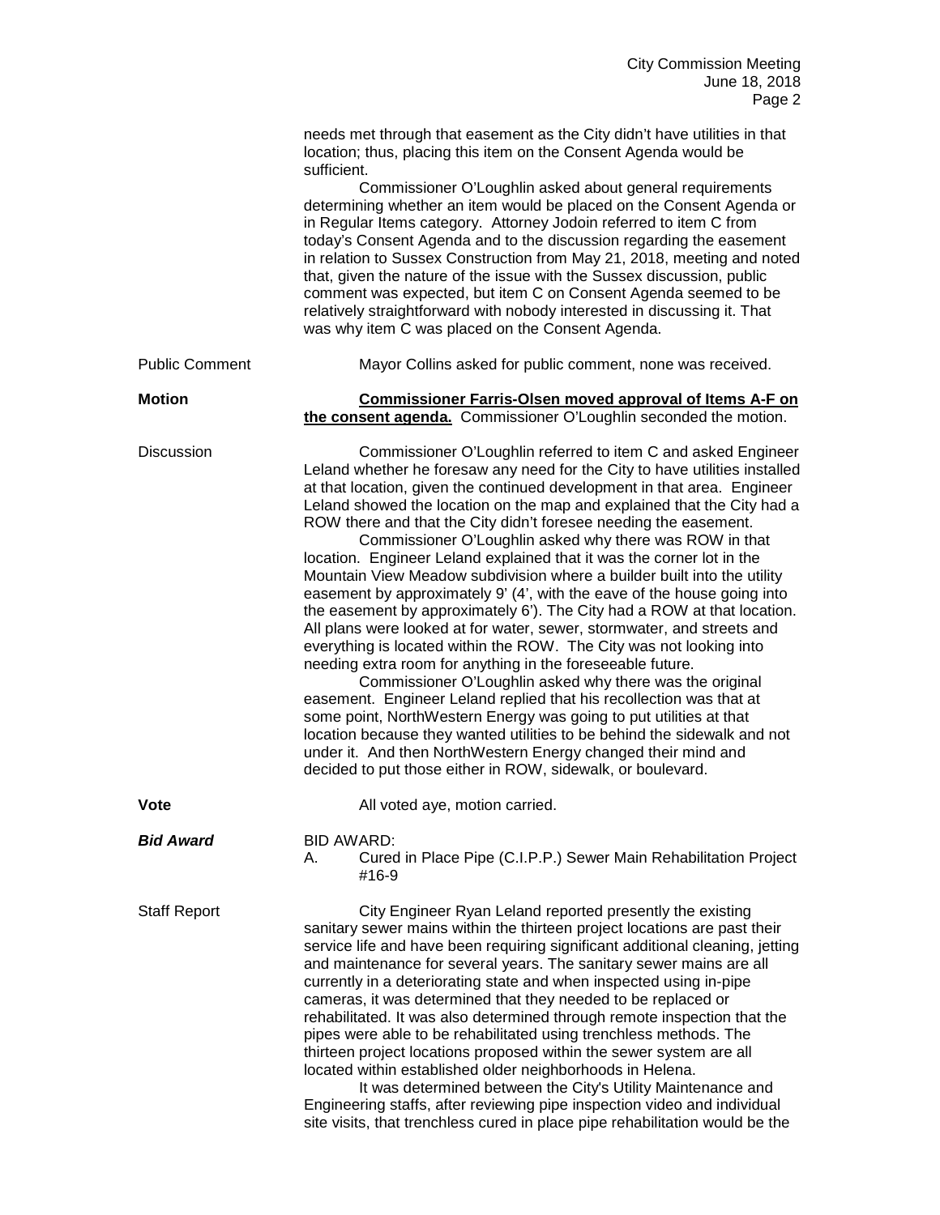needs met through that easement as the City didn't have utilities in that location; thus, placing this item on the Consent Agenda would be sufficient.

Commissioner O'Loughlin asked about general requirements determining whether an item would be placed on the Consent Agenda or in Regular Items category. Attorney Jodoin referred to item C from today's Consent Agenda and to the discussion regarding the easement in relation to Sussex Construction from May 21, 2018, meeting and noted that, given the nature of the issue with the Sussex discussion, public comment was expected, but item C on Consent Agenda seemed to be relatively straightforward with nobody interested in discussing it. That was why item C was placed on the Consent Agenda.

Public Comment

Mayor Collins asked for public comment, none was received.

**Motion**

**Commissioner Farris-Olsen moved approval of Items A-F on the consent agenda.** Commissioner O'Loughlin seconded the motion.

Discussion

Commissioner O'Loughlin referred to item C and asked Engineer Leland whether he foresaw any need for the City to have utilities installed at that location, given the continued development in that area. Engineer Leland showed the location on the map and explained that the City had a ROW there and that the City didn't foresee needing the easement.

Commissioner O'Loughlin asked why there was ROW in that location. Engineer Leland explained that it was the corner lot in the Mountain View Meadow subdivision where a builder built into the utility easement by approximately 9' (4', with the eave of the house going into the easement by approximately 6'). The City had a ROW at that location. All plans were looked at for water, sewer, stormwater, and streets and everything is located within the ROW. The City was not looking into needing extra room for anything in the foreseeable future.

Commissioner O'Loughlin asked why there was the original easement. Engineer Leland replied that his recollection was that at some point, NorthWestern Energy was going to put utilities at that location because they wanted utilities to be behind the sidewalk and not under it. And then NorthWestern Energy changed their mind and decided to put those either in ROW, sidewalk, or boulevard.

**Vote**

All voted aye, motion carried.

***Bid Award***

BID AWARD:

A. Cured in Place Pipe (C.I.P.P.) Sewer Main Rehabilitation Project #16-9

Staff Report

City Engineer Ryan Leland reported presently the existing sanitary sewer mains within the thirteen project locations are past their service life and have been requiring significant additional cleaning, jetting and maintenance for several years. The sanitary sewer mains are all currently in a deteriorating state and when inspected using in-pipe cameras, it was determined that they needed to be replaced or rehabilitated. It was also determined through remote inspection that the pipes were able to be rehabilitated using trenchless methods. The thirteen project locations proposed within the sewer system are all located within established older neighborhoods in Helena.

It was determined between the City's Utility Maintenance and Engineering staffs, after reviewing pipe inspection video and individual site visits, that trenchless cured in place pipe rehabilitation would be the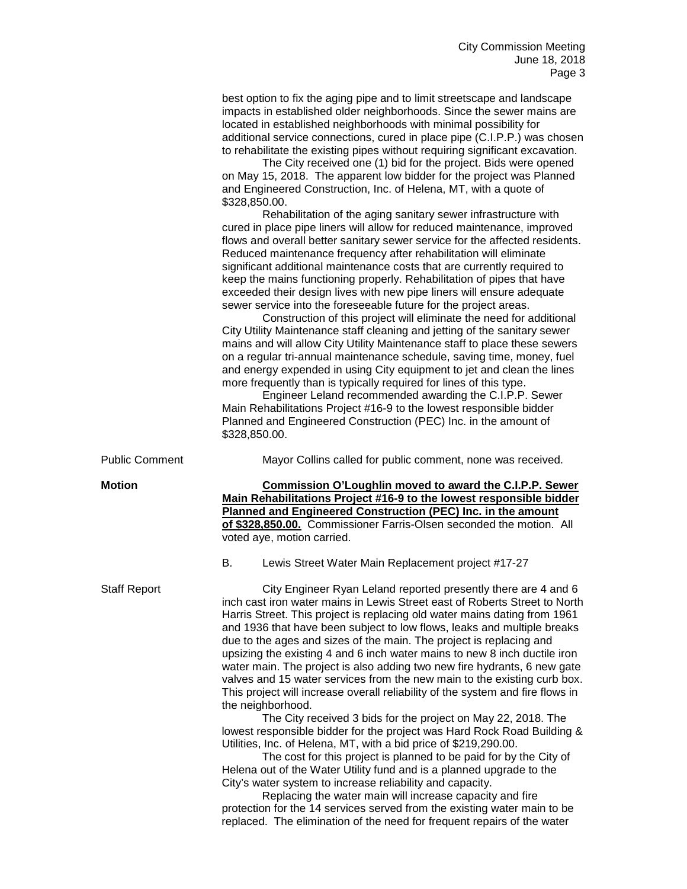best option to fix the aging pipe and to limit streetscape and landscape impacts in established older neighborhoods. Since the sewer mains are located in established neighborhoods with minimal possibility for additional service connections, cured in place pipe (C.I.P.P.) was chosen to rehabilitate the existing pipes without requiring significant excavation.

The City received one (1) bid for the project. Bids were opened on May 15, 2018. The apparent low bidder for the project was Planned and Engineered Construction, Inc. of Helena, MT, with a quote of $328,850.00.

Rehabilitation of the aging sanitary sewer infrastructure with cured in place pipe liners will allow for reduced maintenance, improved flows and overall better sanitary sewer service for the affected residents. Reduced maintenance frequency after rehabilitation will eliminate significant additional maintenance costs that are currently required to keep the mains functioning properly. Rehabilitation of pipes that have exceeded their design lives with new pipe liners will ensure adequate sewer service into the foreseeable future for the project areas.

Construction of this project will eliminate the need for additional City Utility Maintenance staff cleaning and jetting of the sanitary sewer mains and will allow City Utility Maintenance staff to place these sewers on a regular tri-annual maintenance schedule, saving time, money, fuel and energy expended in using City equipment to jet and clean the lines more frequently than is typically required for lines of this type.

Engineer Leland recommended awarding the C.I.P.P. Sewer Main Rehabilitations Project #16-9 to the lowest responsible bidder Planned and Engineered Construction (PEC) Inc. in the amount of $328,850.00.

Public Comment — Mayor Collins called for public comment, none was received.

**Motion** — **Commission O'Loughlin moved to award the C.I.P.P. Sewer Main Rehabilitations Project #16-9 to the lowest responsible bidder Planned and Engineered Construction (PEC) Inc. in the amount of $328,850.00.** Commissioner Farris-Olsen seconded the motion. All voted aye, motion carried.

B. Lewis Street Water Main Replacement project #17-27

Staff Report — City Engineer Ryan Leland reported presently there are 4 and 6 inch cast iron water mains in Lewis Street east of Roberts Street to North Harris Street. This project is replacing old water mains dating from 1961 and 1936 that have been subject to low flows, leaks and multiple breaks due to the ages and sizes of the main. The project is replacing and upsizing the existing 4 and 6 inch water mains to new 8 inch ductile iron water main. The project is also adding two new fire hydrants, 6 new gate valves and 15 water services from the new main to the existing curb box. This project will increase overall reliability of the system and fire flows in the neighborhood.

The City received 3 bids for the project on May 22, 2018. The lowest responsible bidder for the project was Hard Rock Road Building & Utilities, Inc. of Helena, MT, with a bid price of $219,290.00.

The cost for this project is planned to be paid for by the City of Helena out of the Water Utility fund and is a planned upgrade to the City's water system to increase reliability and capacity.

Replacing the water main will increase capacity and fire protection for the 14 services served from the existing water main to be replaced. The elimination of the need for frequent repairs of the water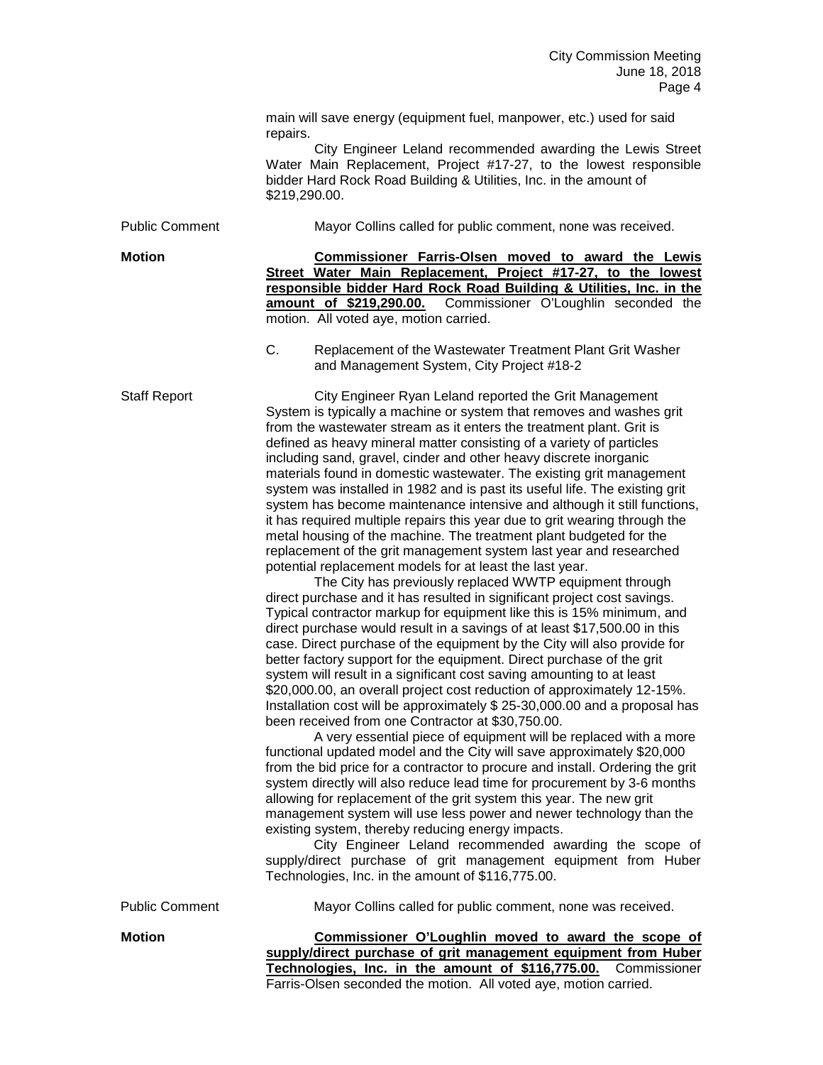main will save energy (equipment fuel, manpower, etc.) used for said repairs.

City Engineer Leland recommended awarding the Lewis Street Water Main Replacement, Project #17-27, to the lowest responsible bidder Hard Rock Road Building & Utilities, Inc. in the amount of $219,290.00.

Public Comment

Mayor Collins called for public comment, none was received.

**Motion**

**Commissioner Farris-Olsen moved to award the Lewis Street Water Main Replacement, Project #17-27, to the lowest responsible bidder Hard Rock Road Building & Utilities, Inc. in the amount of $219,290.00.** Commissioner O'Loughlin seconded the motion. All voted aye, motion carried.

C. Replacement of the Wastewater Treatment Plant Grit Washer and Management System, City Project #18-2

Staff Report

City Engineer Ryan Leland reported the Grit Management System is typically a machine or system that removes and washes grit from the wastewater stream as it enters the treatment plant. Grit is defined as heavy mineral matter consisting of a variety of particles including sand, gravel, cinder and other heavy discrete inorganic materials found in domestic wastewater. The existing grit management system was installed in 1982 and is past its useful life. The existing grit system has become maintenance intensive and although it still functions, it has required multiple repairs this year due to grit wearing through the metal housing of the machine. The treatment plant budgeted for the replacement of the grit management system last year and researched potential replacement models for at least the last year.

The City has previously replaced WWTP equipment through direct purchase and it has resulted in significant project cost savings. Typical contractor markup for equipment like this is 15% minimum, and direct purchase would result in a savings of at least $17,500.00 in this case. Direct purchase of the equipment by the City will also provide for better factory support for the equipment. Direct purchase of the grit system will result in a significant cost saving amounting to at least $20,000.00, an overall project cost reduction of approximately 12-15%. Installation cost will be approximately $ 25-30,000.00 and a proposal has been received from one Contractor at $30,750.00.

A very essential piece of equipment will be replaced with a more functional updated model and the City will save approximately $20,000 from the bid price for a contractor to procure and install. Ordering the grit system directly will also reduce lead time for procurement by 3-6 months allowing for replacement of the grit system this year. The new grit management system will use less power and newer technology than the existing system, thereby reducing energy impacts.

City Engineer Leland recommended awarding the scope of supply/direct purchase of grit management equipment from Huber Technologies, Inc. in the amount of $116,775.00.

Public Comment

Mayor Collins called for public comment, none was received.

**Motion**

**Commissioner O'Loughlin moved to award the scope of supply/direct purchase of grit management equipment from Huber Technologies, Inc. in the amount of $116,775.00.** Commissioner Farris-Olsen seconded the motion. All voted aye, motion carried.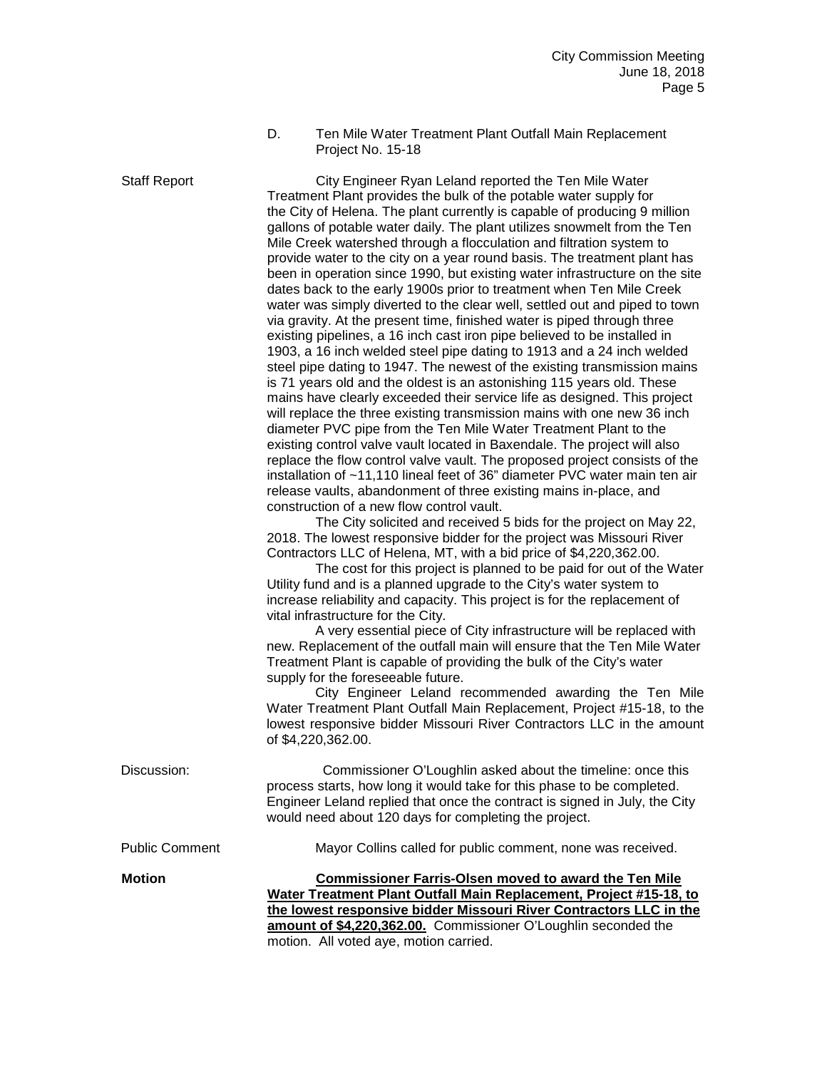D. Ten Mile Water Treatment Plant Outfall Main Replacement Project No. 15-18

Staff Report

City Engineer Ryan Leland reported the Ten Mile Water Treatment Plant provides the bulk of the potable water supply for the City of Helena. The plant currently is capable of producing 9 million gallons of potable water daily. The plant utilizes snowmelt from the Ten Mile Creek watershed through a flocculation and filtration system to provide water to the city on a year round basis. The treatment plant has been in operation since 1990, but existing water infrastructure on the site dates back to the early 1900s prior to treatment when Ten Mile Creek water was simply diverted to the clear well, settled out and piped to town via gravity. At the present time, finished water is piped through three existing pipelines, a 16 inch cast iron pipe believed to be installed in 1903, a 16 inch welded steel pipe dating to 1913 and a 24 inch welded steel pipe dating to 1947. The newest of the existing transmission mains is 71 years old and the oldest is an astonishing 115 years old. These mains have clearly exceeded their service life as designed. This project will replace the three existing transmission mains with one new 36 inch diameter PVC pipe from the Ten Mile Water Treatment Plant to the existing control valve vault located in Baxendale. The project will also replace the flow control valve vault. The proposed project consists of the installation of ~11,110 lineal feet of 36" diameter PVC water main ten air release vaults, abandonment of three existing mains in-place, and construction of a new flow control vault.

The City solicited and received 5 bids for the project on May 22, 2018. The lowest responsive bidder for the project was Missouri River Contractors LLC of Helena, MT, with a bid price of $4,220,362.00.

The cost for this project is planned to be paid for out of the Water Utility fund and is a planned upgrade to the City's water system to increase reliability and capacity. This project is for the replacement of vital infrastructure for the City.

A very essential piece of City infrastructure will be replaced with new. Replacement of the outfall main will ensure that the Ten Mile Water Treatment Plant is capable of providing the bulk of the City's water supply for the foreseeable future.

City Engineer Leland recommended awarding the Ten Mile Water Treatment Plant Outfall Main Replacement, Project #15-18, to the lowest responsive bidder Missouri River Contractors LLC in the amount of $4,220,362.00.

Discussion:

Commissioner O'Loughlin asked about the timeline: once this process starts, how long it would take for this phase to be completed. Engineer Leland replied that once the contract is signed in July, the City would need about 120 days for completing the project.

Public Comment

Mayor Collins called for public comment, none was received.

**Motion**

**Commissioner Farris-Olsen moved to award the Ten Mile Water Treatment Plant Outfall Main Replacement, Project #15-18, to the lowest responsive bidder Missouri River Contractors LLC in the amount of $4,220,362.00.** Commissioner O'Loughlin seconded the motion. All voted aye, motion carried.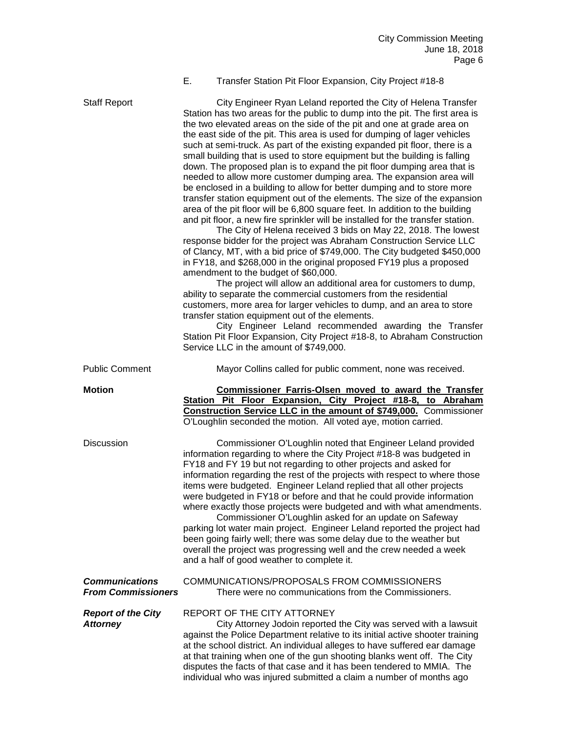E. Transfer Station Pit Floor Expansion, City Project #18-8

Staff Report

City Engineer Ryan Leland reported the City of Helena Transfer Station has two areas for the public to dump into the pit. The first area is the two elevated areas on the side of the pit and one at grade area on the east side of the pit. This area is used for dumping of lager vehicles such at semi-truck. As part of the existing expanded pit floor, there is a small building that is used to store equipment but the building is falling down. The proposed plan is to expand the pit floor dumping area that is needed to allow more customer dumping area. The expansion area will be enclosed in a building to allow for better dumping and to store more transfer station equipment out of the elements. The size of the expansion area of the pit floor will be 6,800 square feet. In addition to the building and pit floor, a new fire sprinkler will be installed for the transfer station.

The City of Helena received 3 bids on May 22, 2018. The lowest response bidder for the project was Abraham Construction Service LLC of Clancy, MT, with a bid price of $749,000. The City budgeted $450,000 in FY18, and $268,000 in the original proposed FY19 plus a proposed amendment to the budget of $60,000.

The project will allow an additional area for customers to dump, ability to separate the commercial customers from the residential customers, more area for larger vehicles to dump, and an area to store transfer station equipment out of the elements.

City Engineer Leland recommended awarding the Transfer Station Pit Floor Expansion, City Project #18-8, to Abraham Construction Service LLC in the amount of $749,000.

Public Comment

Mayor Collins called for public comment, none was received.

**Motion**

**<u>Commissioner Farris-Olsen moved to award the Transfer Station Pit Floor Expansion, City Project #18-8, to Abraham Construction Service LLC in the amount of $749,000.</u>** Commissioner O'Loughlin seconded the motion. All voted aye, motion carried.

Discussion

Commissioner O'Loughlin noted that Engineer Leland provided information regarding to where the City Project #18-8 was budgeted in FY18 and FY 19 but not regarding to other projects and asked for information regarding the rest of the projects with respect to where those items were budgeted. Engineer Leland replied that all other projects were budgeted in FY18 or before and that he could provide information where exactly those projects were budgeted and with what amendments.

Commissioner O'Loughlin asked for an update on Safeway parking lot water main project. Engineer Leland reported the project had been going fairly well; there was some delay due to the weather but overall the project was progressing well and the crew needed a week and a half of good weather to complete it.

***Communications From Commissioners***

COMMUNICATIONS/PROPOSALS FROM COMMISSIONERS

There were no communications from the Commissioners.

***Report of the City Attorney***

REPORT OF THE CITY ATTORNEY

City Attorney Jodoin reported the City was served with a lawsuit against the Police Department relative to its initial active shooter training at the school district. An individual alleges to have suffered ear damage at that training when one of the gun shooting blanks went off. The City disputes the facts of that case and it has been tendered to MMIA. The individual who was injured submitted a claim a number of months ago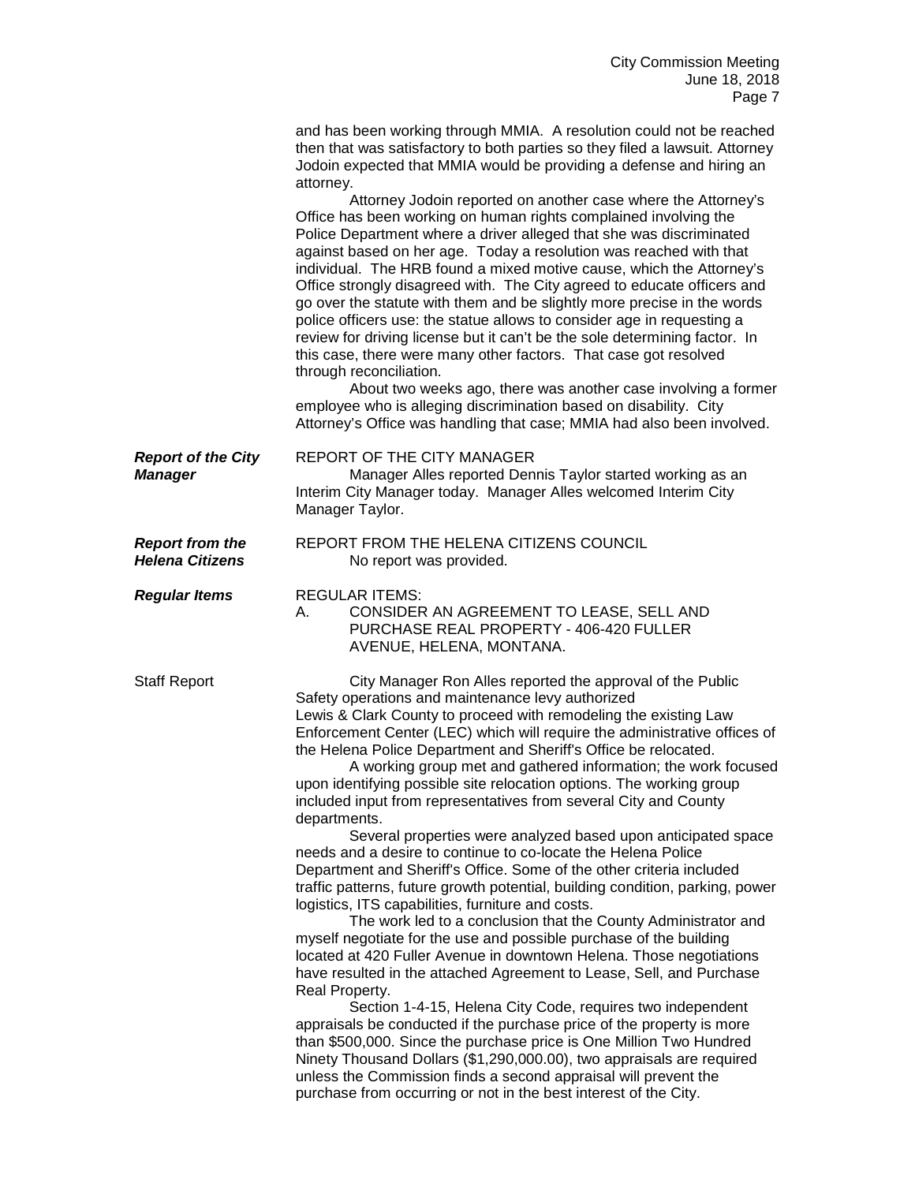and has been working through MMIA. A resolution could not be reached then that was satisfactory to both parties so they filed a lawsuit. Attorney Jodoin expected that MMIA would be providing a defense and hiring an attorney.

Attorney Jodoin reported on another case where the Attorney's Office has been working on human rights complained involving the Police Department where a driver alleged that she was discriminated against based on her age. Today a resolution was reached with that individual. The HRB found a mixed motive cause, which the Attorney's Office strongly disagreed with. The City agreed to educate officers and go over the statute with them and be slightly more precise in the words police officers use: the statue allows to consider age in requesting a review for driving license but it can't be the sole determining factor. In this case, there were many other factors. That case got resolved through reconciliation.

About two weeks ago, there was another case involving a former employee who is alleging discrimination based on disability. City Attorney's Office was handling that case; MMIA had also been involved.

***Report of the City Manager***

REPORT OF THE CITY MANAGER

Manager Alles reported Dennis Taylor started working as an Interim City Manager today. Manager Alles welcomed Interim City Manager Taylor.

***Report from the Helena Citizens***

REPORT FROM THE HELENA CITIZENS COUNCIL

No report was provided.

***Regular Items***

REGULAR ITEMS:

A. CONSIDER AN AGREEMENT TO LEASE, SELL AND PURCHASE REAL PROPERTY - 406-420 FULLER AVENUE, HELENA, MONTANA.

Staff Report

City Manager Ron Alles reported the approval of the Public Safety operations and maintenance levy authorized Lewis & Clark County to proceed with remodeling the existing Law Enforcement Center (LEC) which will require the administrative offices of the Helena Police Department and Sheriff's Office be relocated.

A working group met and gathered information; the work focused upon identifying possible site relocation options. The working group included input from representatives from several City and County departments.

Several properties were analyzed based upon anticipated space needs and a desire to continue to co-locate the Helena Police Department and Sheriff's Office. Some of the other criteria included traffic patterns, future growth potential, building condition, parking, power logistics, ITS capabilities, furniture and costs.

The work led to a conclusion that the County Administrator and myself negotiate for the use and possible purchase of the building located at 420 Fuller Avenue in downtown Helena. Those negotiations have resulted in the attached Agreement to Lease, Sell, and Purchase Real Property.

Section 1-4-15, Helena City Code, requires two independent appraisals be conducted if the purchase price of the property is more than $500,000. Since the purchase price is One Million Two Hundred Ninety Thousand Dollars ($1,290,000.00), two appraisals are required unless the Commission finds a second appraisal will prevent the purchase from occurring or not in the best interest of the City.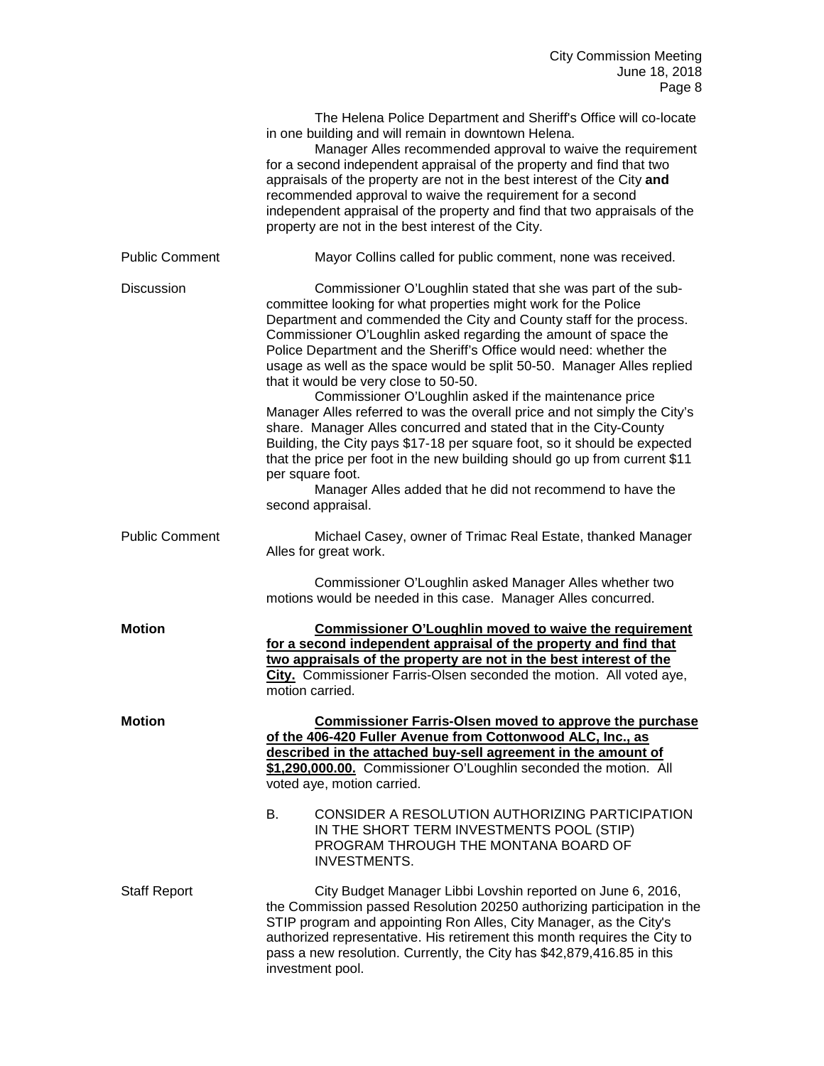The Helena Police Department and Sheriff's Office will co-locate in one building and will remain in downtown Helena.

Manager Alles recommended approval to waive the requirement for a second independent appraisal of the property and find that two appraisals of the property are not in the best interest of the City **and** recommended approval to waive the requirement for a second independent appraisal of the property and find that two appraisals of the property are not in the best interest of the City.

Public Comment

Mayor Collins called for public comment, none was received.

Discussion

Commissioner O'Loughlin stated that she was part of the sub-committee looking for what properties might work for the Police Department and commended the City and County staff for the process. Commissioner O'Loughlin asked regarding the amount of space the Police Department and the Sheriff's Office would need: whether the usage as well as the space would be split 50-50. Manager Alles replied that it would be very close to 50-50.

Commissioner O'Loughlin asked if the maintenance price Manager Alles referred to was the overall price and not simply the City's share. Manager Alles concurred and stated that in the City-County Building, the City pays $17-18 per square foot, so it should be expected that the price per foot in the new building should go up from current $11 per square foot.

Manager Alles added that he did not recommend to have the second appraisal.

Public Comment

Michael Casey, owner of Trimac Real Estate, thanked Manager Alles for great work.

Commissioner O'Loughlin asked Manager Alles whether two motions would be needed in this case. Manager Alles concurred.

**Motion**

**Commissioner O'Loughlin moved to waive the requirement for a second independent appraisal of the property and find that two appraisals of the property are not in the best interest of the City.** Commissioner Farris-Olsen seconded the motion. All voted aye, motion carried.

**Motion**

**Commissioner Farris-Olsen moved to approve the purchase of the 406-420 Fuller Avenue from Cottonwood ALC, Inc., as described in the attached buy-sell agreement in the amount of $1,290,000.00.** Commissioner O'Loughlin seconded the motion. All voted aye, motion carried.

B. CONSIDER A RESOLUTION AUTHORIZING PARTICIPATION IN THE SHORT TERM INVESTMENTS POOL (STIP) PROGRAM THROUGH THE MONTANA BOARD OF INVESTMENTS.

Staff Report

City Budget Manager Libbi Lovshin reported on June 6, 2016, the Commission passed Resolution 20250 authorizing participation in the STIP program and appointing Ron Alles, City Manager, as the City's authorized representative. His retirement this month requires the City to pass a new resolution. Currently, the City has $42,879,416.85 in this investment pool.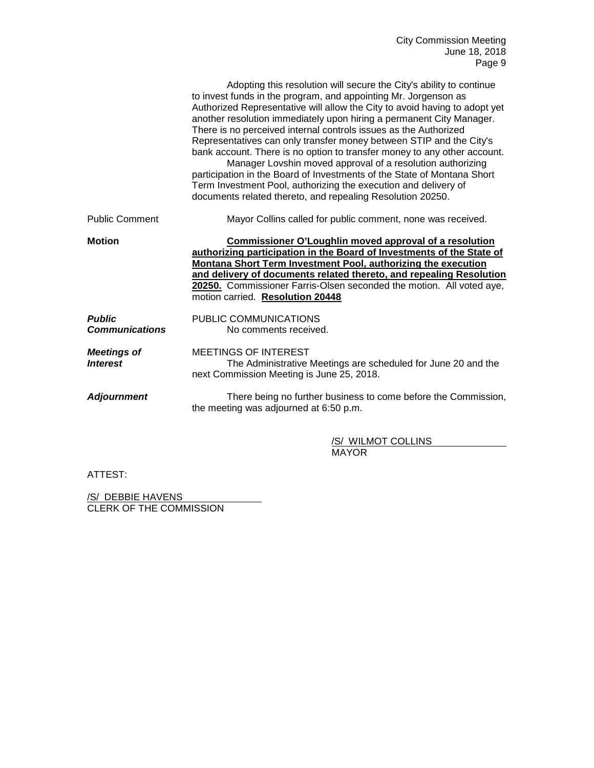Adopting this resolution will secure the City's ability to continue to invest funds in the program, and appointing Mr. Jorgenson as Authorized Representative will allow the City to avoid having to adopt yet another resolution immediately upon hiring a permanent City Manager. There is no perceived internal controls issues as the Authorized Representatives can only transfer money between STIP and the City's bank account. There is no option to transfer money to any other account.

Manager Lovshin moved approval of a resolution authorizing participation in the Board of Investments of the State of Montana Short Term Investment Pool, authorizing the execution and delivery of documents related thereto, and repealing Resolution 20250.

Public Comment

Mayor Collins called for public comment, none was received.

**Motion**

**Commissioner O'Loughlin moved approval of a resolution authorizing participation in the Board of Investments of the State of Montana Short Term Investment Pool, authorizing the execution and delivery of documents related thereto, and repealing Resolution 20250.** Commissioner Farris-Olsen seconded the motion. All voted aye, motion carried. **Resolution 20448**

***Public Communications***

PUBLIC COMMUNICATIONS

No comments received.

***Meetings of Interest***

MEETINGS OF INTEREST

The Administrative Meetings are scheduled for June 20 and the next Commission Meeting is June 25, 2018.

***Adjournment***

There being no further business to come before the Commission, the meeting was adjourned at 6:50 p.m.

/S/ WILMOT COLLINS
MAYOR

ATTEST:

/S/ DEBBIE HAVENS
CLERK OF THE COMMISSION